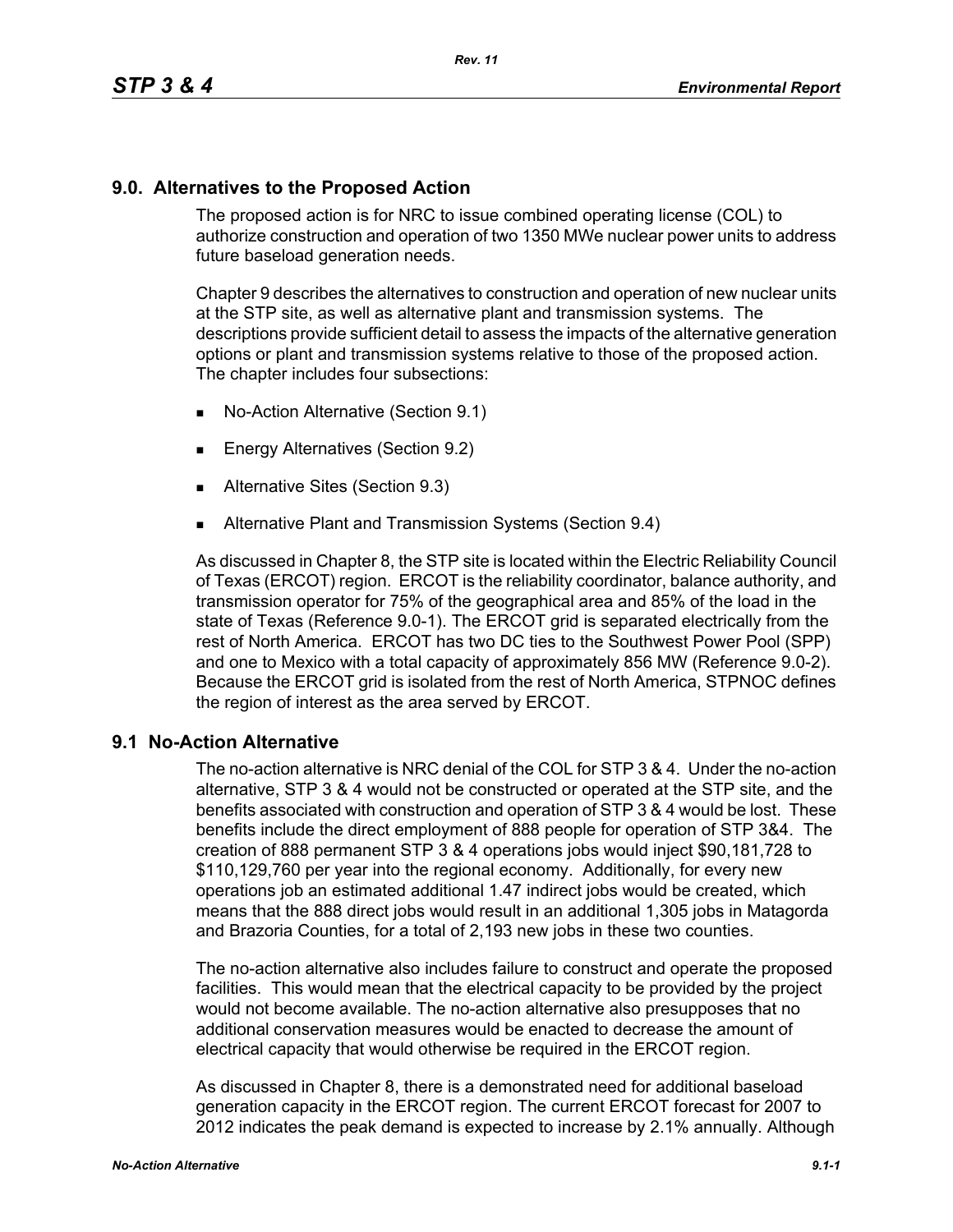## 9.0. Alternatives to the Proposed Action

The proposed action is for NRC to issue combined operating license (COL) to authorize construction and operation of two 1350 MWe nuclear power units to address future baseload generation needs.

Chapter 9 describes the alternatives to construction and operation of new nuclear units at the STP site, as well as alternative plant and transmission systems. The descriptions provide sufficient detail to assess the impacts of the alternative generation options or plant and transmission systems relative to those of the proposed action. The chapter includes four subsections:

- No-Action Alternative (Section 9.1)
- Energy Alternatives (Section 9.2)
- Alternative Sites (Section 9.3)
- Alternative Plant and Transmission Systems (Section 9.4)

As discussed in Chapter 8, the STP site is located within the Electric Reliability Council of Texas (ERCOT) region. ERCOT is the reliability coordinator, balance authority, and transmission operator for 75% of the geographical area and 85% of the load in the state of Texas (Reference 9.0-1). The ERCOT grid is separated electrically from the rest of North America. ERCOT has two DC ties to the Southwest Power Pool (SPP) and one to Mexico with a total capacity of approximately 856 MW (Reference 9.0-2). Because the ERCOT grid is isolated from the rest of North America, STPNOC defines the region of interest as the area served by ERCOT.

## 9.1 No-Action Alternative

The no-action alternative is NRC denial of the COL for STP 3 & 4. Under the no-action alternative, STP 3 & 4 would not be constructed or operated at the STP site, and the benefits associated with construction and operation of STP 3 & 4 would be lost. These benefits include the direct employment of 888 people for operation of STP 3&4. The creation of 888 permanent STP 3 & 4 operations jobs would inject $90,181,728 to $110,129,760 per year into the regional economy. Additionally, for every new operations job an estimated additional 1.47 indirect jobs would be created, which means that the 888 direct jobs would result in an additional 1,305 jobs in Matagorda and Brazoria Counties, for a total of 2,193 new jobs in these two counties.

The no-action alternative also includes failure to construct and operate the proposed facilities. This would mean that the electrical capacity to be provided by the project would not become available. The no-action alternative also presupposes that no additional conservation measures would be enacted to decrease the amount of electrical capacity that would otherwise be required in the ERCOT region.

As discussed in Chapter 8, there is a demonstrated need for additional baseload generation capacity in the ERCOT region. The current ERCOT forecast for 2007 to 2012 indicates the peak demand is expected to increase by 2.1% annually. Although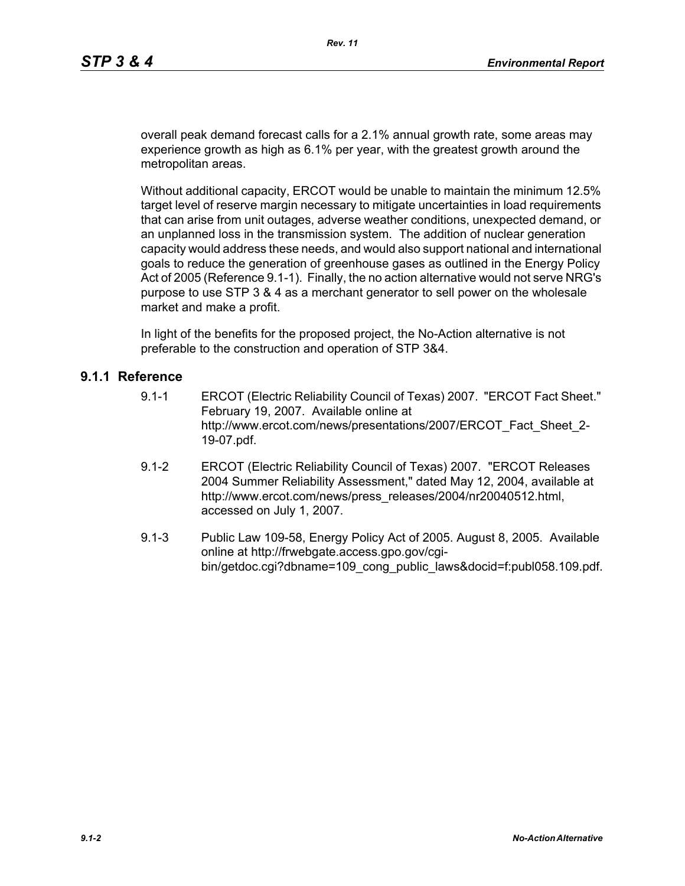overall peak demand forecast calls for a 2.1% annual growth rate, some areas may experience growth as high as 6.1% per year, with the greatest growth around the metropolitan areas.

Without additional capacity, ERCOT would be unable to maintain the minimum 12.5% target level of reserve margin necessary to mitigate uncertainties in load requirements that can arise from unit outages, adverse weather conditions, unexpected demand, or an unplanned loss in the transmission system. The addition of nuclear generation capacity would address these needs, and would also support national and international goals to reduce the generation of greenhouse gases as outlined in the Energy Policy Act of 2005 (Reference 9.1-1). Finally, the no action alternative would not serve NRG's purpose to use STP 3 & 4 as a merchant generator to sell power on the wholesale market and make a profit.

In light of the benefits for the proposed project, the No-Action alternative is not preferable to the construction and operation of STP 3&4.

## 9.1.1 Reference

9.1-1 ERCOT (Electric Reliability Council of Texas) 2007. "ERCOT Fact Sheet." February 19, 2007. Available online at http://www.ercot.com/news/presentations/2007/ERCOT_Fact_Sheet_2-19-07.pdf.

9.1-2 ERCOT (Electric Reliability Council of Texas) 2007. "ERCOT Releases 2004 Summer Reliability Assessment," dated May 12, 2004, available at http://www.ercot.com/news/press_releases/2004/nr20040512.html, accessed on July 1, 2007.

9.1-3 Public Law 109-58, Energy Policy Act of 2005. August 8, 2005. Available online at http://frwebgate.access.gpo.gov/cgi-bin/getdoc.cgi?dbname=109_cong_public_laws&docid=f:publ058.109.pdf.